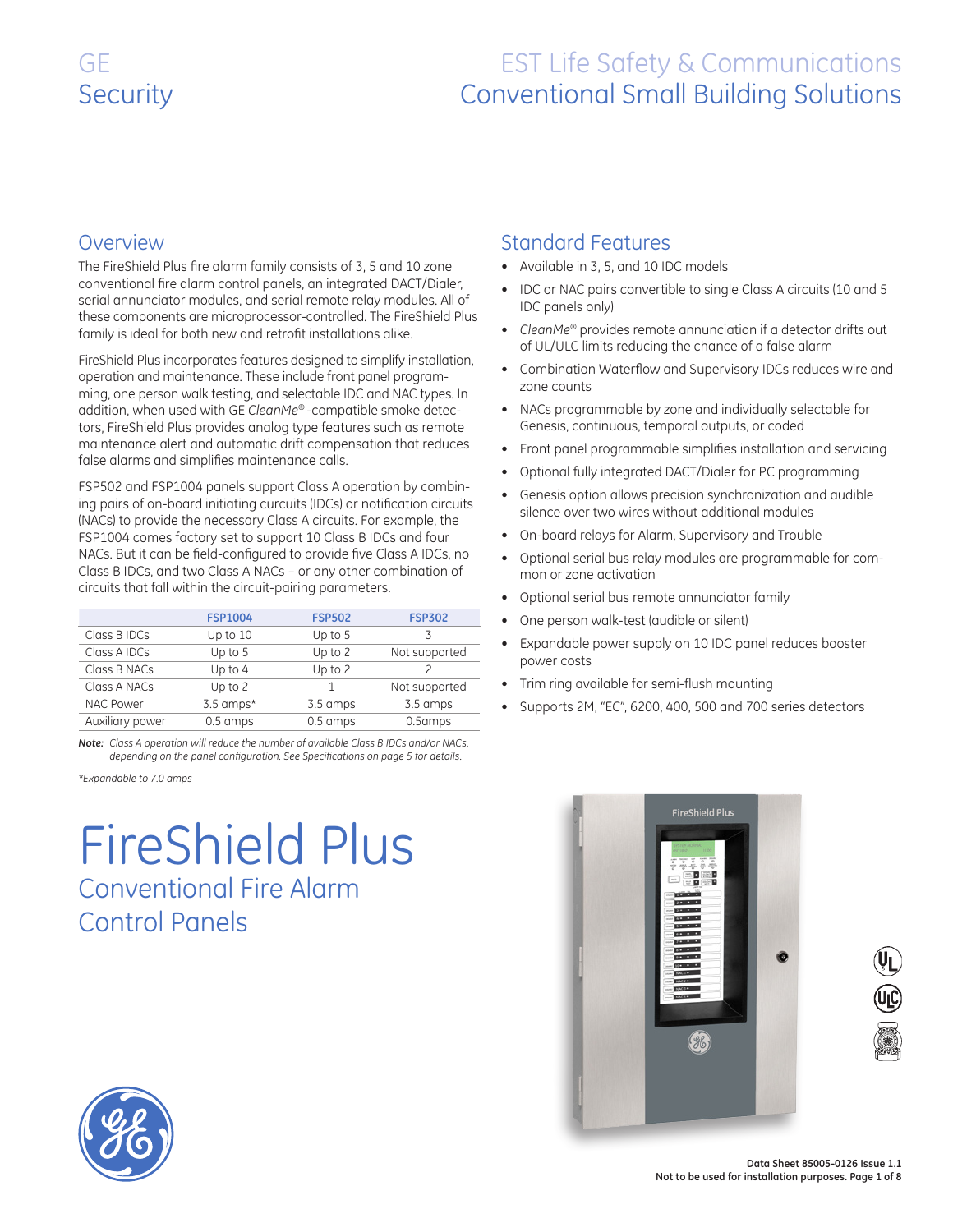GE
Security

EST Life Safety & Communications
Conventional Small Building Solutions

## Overview

The FireShield Plus fire alarm family consists of 3, 5 and 10 zone conventional fire alarm control panels, an integrated DACT/Dialer, serial annunciator modules, and serial remote relay modules. All of these components are microprocessor-controlled. The FireShield Plus family is ideal for both new and retrofit installations alike.

FireShield Plus incorporates features designed to simplify installation, operation and maintenance. These include front panel programming, one person walk testing, and selectable IDC and NAC types. In addition, when used with GE *CleanMe®*-compatible smoke detectors, FireShield Plus provides analog type features such as remote maintenance alert and automatic drift compensation that reduces false alarms and simplifies maintenance calls.

FSP502 and FSP1004 panels support Class A operation by combining pairs of on-board initiating curcuits (IDCs) or notification circuits (NACs) to provide the necessary Class A circuits. For example, the FSP1004 comes factory set to support 10 Class B IDCs and four NACs. But it can be field-configured to provide five Class A IDCs, no Class B IDCs, and two Class A NACs – or any other combination of circuits that fall within the circuit-pairing parameters.

| | FSP1004 | FSP502 | FSP302 |
|---|---|---|---|
| Class B IDCs | Up to 10 | Up to 5 | 3 |
| Class A IDCs | Up to 5 | Up to 2 | Not supported |
| Class B NACs | Up to 4 | Up to 2 | 2 |
| Class A NACs | Up to 2 | 1 | Not supported |
| NAC Power | 3.5 amps* | 3.5 amps | 3.5 amps |
| Auxiliary power | 0.5 amps | 0.5 amps | 0.5amps |

***Note:*** *Class A operation will reduce the number of available Class B IDCs and/or NACs, depending on the panel configuration. See Specifications on page 5 for details.*

*\*Expandable to 7.0 amps*

## Standard Features

- Available in 3, 5, and 10 IDC models
- IDC or NAC pairs convertible to single Class A circuits (10 and 5 IDC panels only)
- *CleanMe®* provides remote annunciation if a detector drifts out of UL/ULC limits reducing the chance of a false alarm
- Combination Waterflow and Supervisory IDCs reduces wire and zone counts
- NACs programmable by zone and individually selectable for Genesis, continuous, temporal outputs, or coded
- Front panel programmable simplifies installation and servicing
- Optional fully integrated DACT/Dialer for PC programming
- Genesis option allows precision synchronization and audible silence over two wires without additional modules
- On-board relays for Alarm, Supervisory and Trouble
- Optional serial bus relay modules are programmable for common or zone activation
- Optional serial bus remote annunciator family
- One person walk-test (audible or silent)
- Expandable power supply on 10 IDC panel reduces booster power costs
- Trim ring available for semi-flush mounting
- Supports 2M, "EC", 6200, 400, 500 and 700 series detectors

# FireShield Plus

## Conventional Fire Alarm Control Panels

Data Sheet 85005-0126 Issue 1.1
Not to be used for installation purposes.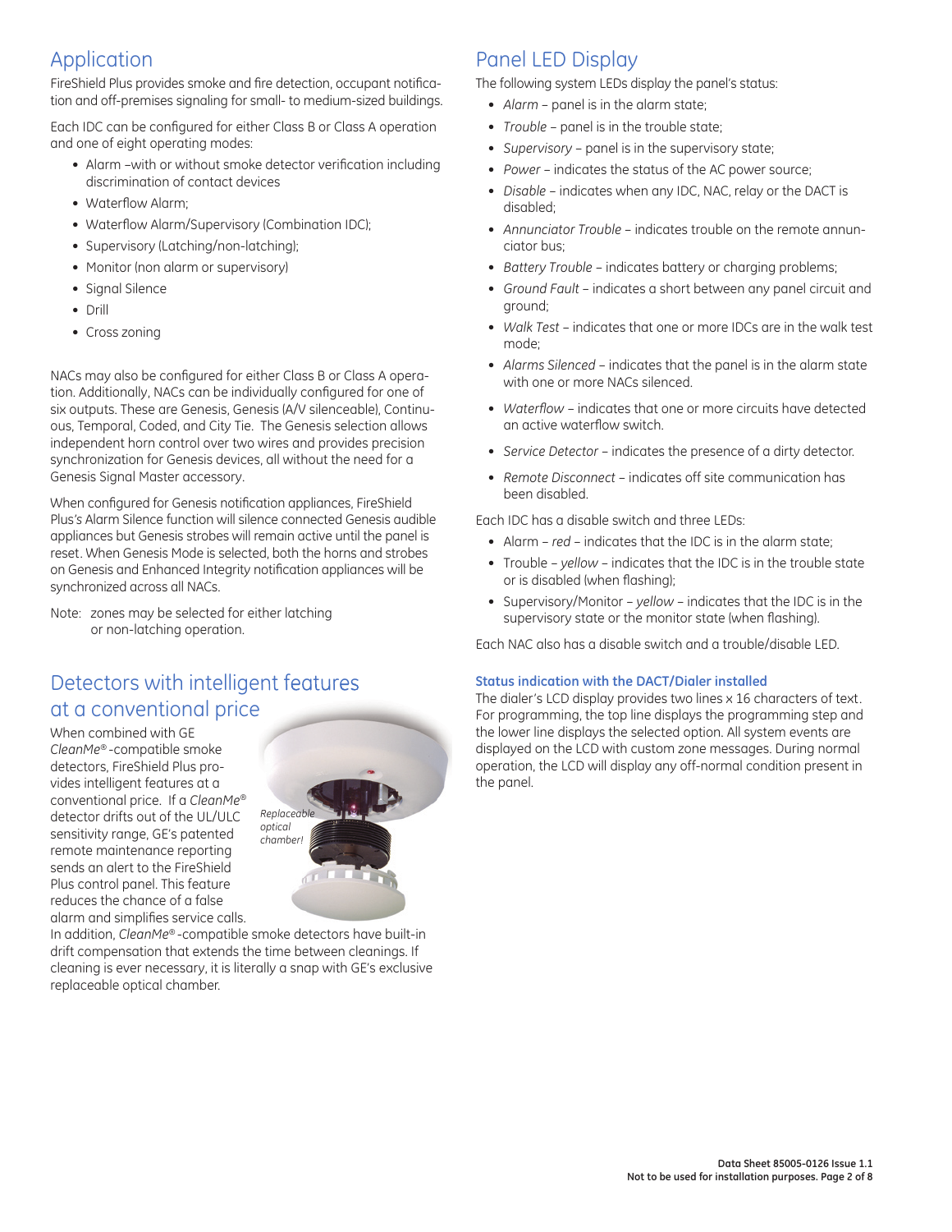## Application

FireShield Plus provides smoke and fire detection, occupant notification and off-premises signaling for small- to medium-sized buildings.

Each IDC can be configured for either Class B or Class A operation and one of eight operating modes:

- Alarm –with or without smoke detector verification including discrimination of contact devices
- Waterflow Alarm;
- Waterflow Alarm/Supervisory (Combination IDC);
- Supervisory (Latching/non-latching);
- Monitor (non alarm or supervisory)
- Signal Silence
- Drill
- Cross zoning

NACs may also be configured for either Class B or Class A operation. Additionally, NACs can be individually configured for one of six outputs. These are Genesis, Genesis (A/V silenceable), Continuous, Temporal, Coded, and City Tie. The Genesis selection allows independent horn control over two wires and provides precision synchronization for Genesis devices, all without the need for a Genesis Signal Master accessory.

When configured for Genesis notification appliances, FireShield Plus's Alarm Silence function will silence connected Genesis audible appliances but Genesis strobes will remain active until the panel is reset. When Genesis Mode is selected, both the horns and strobes on Genesis and Enhanced Integrity notification appliances will be synchronized across all NACs.

Note: zones may be selected for either latching or non-latching operation.

## Detectors with intelligent features at a conventional price

When combined with GE *CleanMe®*-compatible smoke detectors, FireShield Plus provides intelligent features at a conventional price. If a *CleanMe®* detector drifts out of the UL/ULC sensitivity range, GE's patented remote maintenance reporting sends an alert to the FireShield Plus control panel. This feature reduces the chance of a false alarm and simplifies service calls. In addition, *CleanMe®*-compatible smoke detectors have built-in drift compensation that extends the time between cleanings. If cleaning is ever necessary, it is literally a snap with GE's exclusive replaceable optical chamber.

*Replaceable optical chamber!*

## Panel LED Display

The following system LEDs display the panel's status:

- *Alarm* – panel is in the alarm state;
- *Trouble* – panel is in the trouble state;
- *Supervisory* – panel is in the supervisory state;
- *Power* – indicates the status of the AC power source;
- *Disable* – indicates when any IDC, NAC, relay or the DACT is disabled;
- *Annunciator Trouble* – indicates trouble on the remote annunciator bus;
- *Battery Trouble* – indicates battery or charging problems;
- *Ground Fault* – indicates a short between any panel circuit and ground;
- *Walk Test* – indicates that one or more IDCs are in the walk test mode;
- *Alarms Silenced* – indicates that the panel is in the alarm state with one or more NACs silenced.
- *Waterflow* – indicates that one or more circuits have detected an active waterflow switch.
- *Service Detector* – indicates the presence of a dirty detector.
- *Remote Disconnect* – indicates off site communication has been disabled.

Each IDC has a disable switch and three LEDs:

- Alarm – *red* – indicates that the IDC is in the alarm state;
- Trouble – *yellow* – indicates that the IDC is in the trouble state or is disabled (when flashing);
- Supervisory/Monitor – *yellow* – indicates that the IDC is in the supervisory state or the monitor state (when flashing).

Each NAC also has a disable switch and a trouble/disable LED.

### Status indication with the DACT/Dialer installed

The dialer's LCD display provides two lines x 16 characters of text. For programming, the top line displays the programming step and the lower line displays the selected option. All system events are displayed on the LCD with custom zone messages. During normal operation, the LCD will display any off-normal condition present in the panel.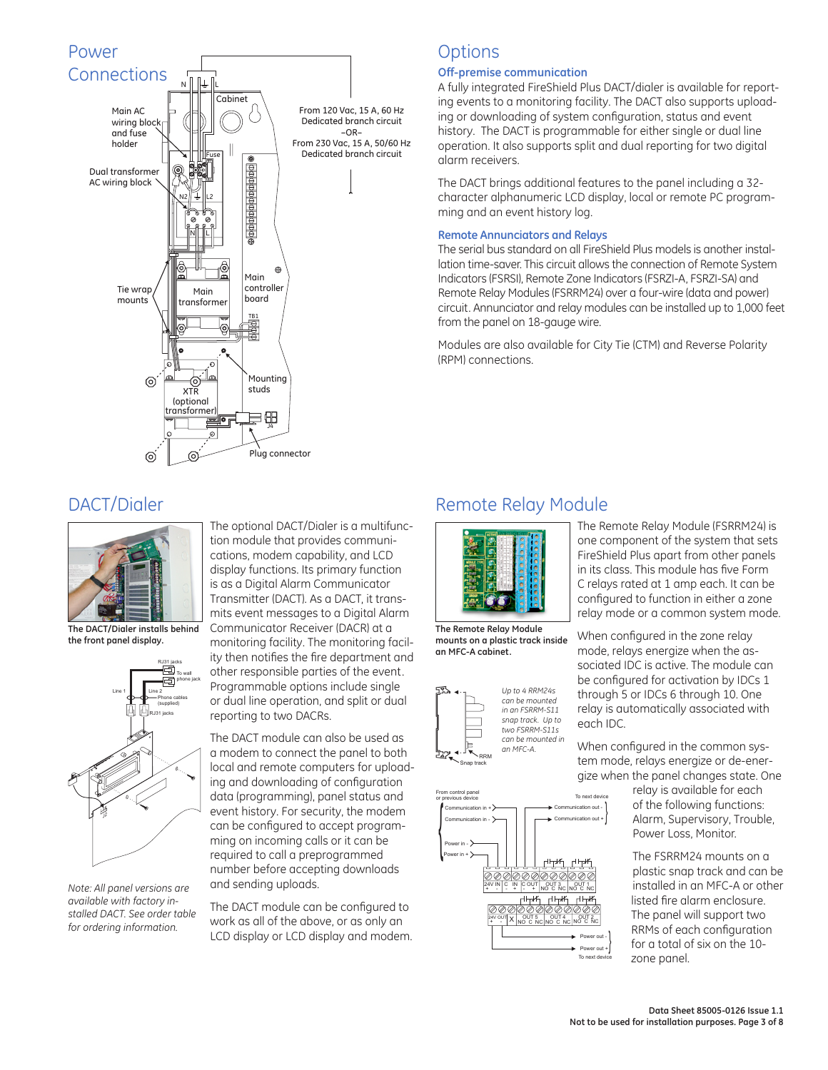## Power Connections

Main AC wiring block and fuse holder

Dual transformer AC wiring block

Tie wrap mounts

Cabinet

Main transformer

Main controller board

XTR (optional transformer)

Mounting studs

Plug connector

From 120 Vac, 15 A, 60 Hz Dedicated branch circuit –OR– From 230 Vac, 15 A, 50/60 Hz Dedicated branch circuit

## Options

### Off-premise communication

A fully integrated FireShield Plus DACT/dialer is available for reporting events to a monitoring facility. The DACT also supports uploading or downloading of system configuration, status and event history. The DACT is programmable for either single or dual line operation. It also supports split and dual reporting for two digital alarm receivers.

The DACT brings additional features to the panel including a 32-character alphanumeric LCD display, local or remote PC programming and an event history log.

### Remote Annunciators and Relays

The serial bus standard on all FireShield Plus models is another installation time-saver. This circuit allows the connection of Remote System Indicators (FSRSI), Remote Zone Indicators (FSRZI-A, FSRZI-SA) and Remote Relay Modules (FSRRM24) over a four-wire (data and power) circuit. Annunciator and relay modules can be installed up to 1,000 feet from the panel on 18-gauge wire.

Modules are also available for City Tie (CTM) and Reverse Polarity (RPM) connections.

## DACT/Dialer

**The DACT/Dialer installs behind the front panel display.**

*Note: All panel versions are available with factory installed DACT. See order table for ordering information.*

The optional DACT/Dialer is a multifunction module that provides communications, modem capability, and LCD display functions. Its primary function is as a Digital Alarm Communicator Transmitter (DACT). As a DACT, it transmits event messages to a Digital Alarm Communicator Receiver (DACR) at a monitoring facility. The monitoring facility then notifies the fire department and other responsible parties of the event. Programmable options include single or dual line operation, and split or dual reporting to two DACRs.

The DACT module can also be used as a modem to connect the panel to both local and remote computers for uploading and downloading of configuration data (programming), panel status and event history. For security, the modem can be configured to accept programming on incoming calls or it can be required to call a preprogrammed number before accepting downloads and sending uploads.

The DACT module can be configured to work as all of the above, or only an LCD display or LCD display and modem.

## Remote Relay Module

**The Remote Relay Module mounts on a plastic track inside an MFC-A cabinet.**

The Remote Relay Module (FSRRM24) is one component of the system that sets FireShield Plus apart from other panels in its class. This module has five Form C relays rated at 1 amp each. It can be configured to function in either a zone relay mode or a common system mode.

When configured in the zone relay mode, relays energize when the associated IDC is active. The module can be configured for activation by IDCs 1 through 5 or IDCs 6 through 10. One relay is automatically associated with each IDC.

*Up to 4 RRM24s can be mounted in an FSRRM-S11 snap track. Up to two FSRRM-S11s can be mounted in an MFC-A.*

When configured in the common system mode, relays energize or de-energize when the panel changes state. One relay is available for each of the following functions: Alarm, Supervisory, Trouble, Power Loss, Monitor.

The FSRRM24 mounts on a plastic snap track and can be installed in an MFC-A or other listed fire alarm enclosure. The panel will support two RRMs of each configuration for a total of six on the 10-zone panel.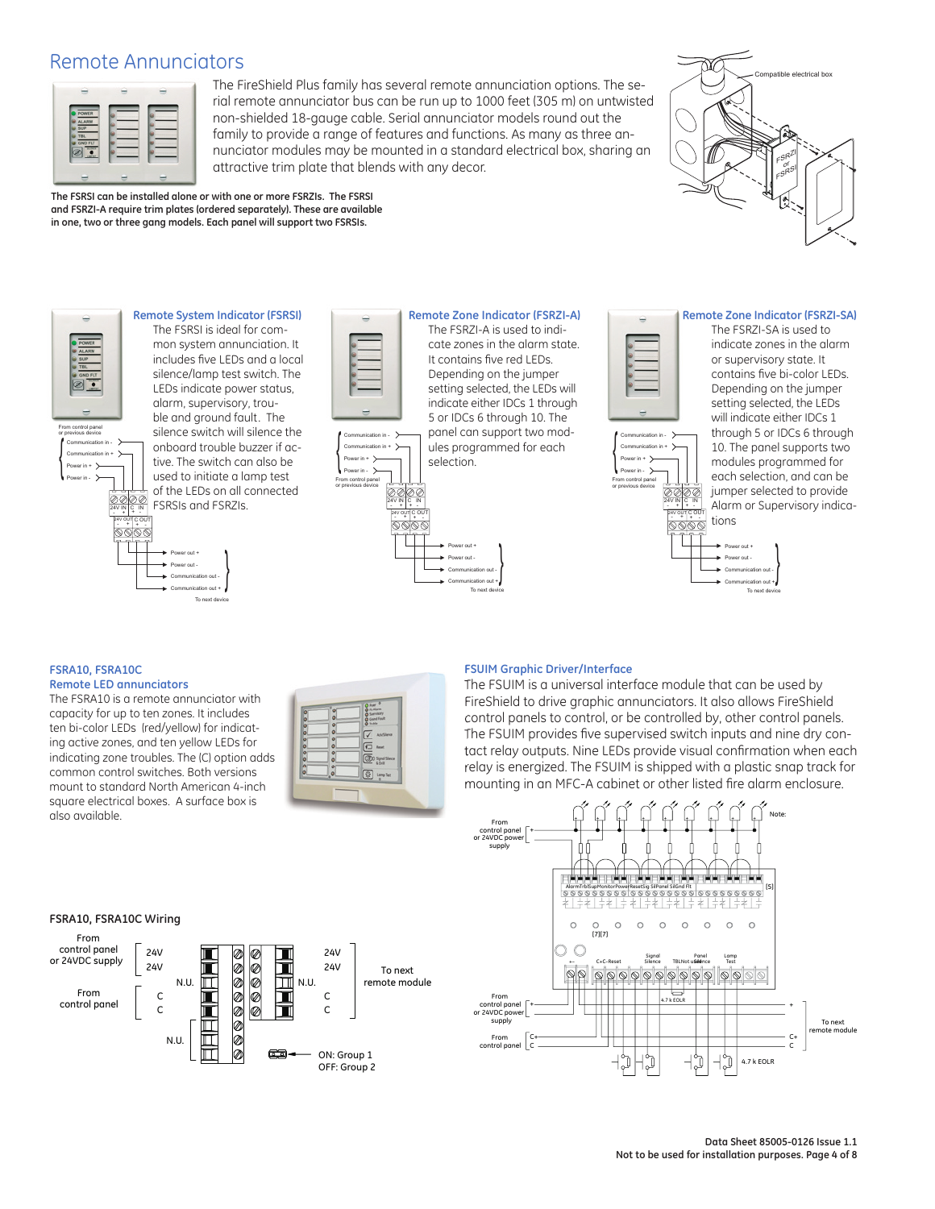# Remote Annunciators

The FireShield Plus family has several remote annunciation options. The serial remote annunciator bus can be run up to 1000 feet (305 m) on untwisted non-shielded 18-gauge cable. Serial annunciator models round out the family to provide a range of features and functions. As many as three annunciator modules may be mounted in a standard electrical box, sharing an attractive trim plate that blends with any decor.

**The FSRSI can be installed alone or with one or more FSRZIs. The FSRSI and FSRZI-A require trim plates (ordered separately). These are available in one, two or three gang models. Each panel will support two FSRSIs.**

Compatible electrical box

FSRZI or FSRSI

### Remote System Indicator (FSRSI)

The FSRSI is ideal for common system annunciation. It includes five LEDs and a local silence/lamp test switch. The LEDs indicate power status, alarm, supervisory, trouble and ground fault. The silence switch will silence the onboard trouble buzzer if active. The switch can also be used to initiate a lamp test of the LEDs on all connected FSRSIs and FSRZIs.

From control panel or previous device: Communication in -, Communication in +, Power in +, Power in -

24V IN, C IN, 24V OUT, C OUT

To next device: Power out +, Power out -, Communication out -, Communication out +

### Remote Zone Indicator (FSRZI-A)

The FSRZI-A is used to indicate zones in the alarm state. It contains five red LEDs. Depending on the jumper setting selected, the LEDs will indicate either IDCs 1 through 5 or IDCs 6 through 10. The panel can support two modules programmed for each selection.

From control panel or previous device: Communication in -, Communication in +, Power in +, Power in -

24V IN, C IN, 24V OUT, C OUT

To next device: Power out +, Power out -, Communication out -, Communication out +

### Remote Zone Indicator (FSRZI-SA)

The FSRZI-SA is used to indicate zones in the alarm or supervisory state. It contains five bi-color LEDs. Depending on the jumper setting selected, the LEDs will indicate either IDCs 1 through 5 or IDCs 6 through 10. The panel supports two modules programmed for each selection, and can be jumper selected to provide Alarm or Supervisory indications.

From control panel or previous device: Communication in -, Communication in +, Power in +, Power in -

24V IN, C IN, 24V OUT, C OUT

To next device: Power out +, Power out -, Communication out -, Communication out +

### FSRA10, FSRA10C Remote LED annunciators

The FSRA10 is a remote annunciator with capacity for up to ten zones. It includes ten bi-color LEDs (red/yellow) for indicating active zones, and ten yellow LEDs for indicating zone troubles. The (C) option adds common control switches. Both versions mount to standard North American 4-inch square electrical boxes. A surface box is also available.

### FSRA10, FSRA10C Wiring

From control panel or 24VDC supply: 24V, 24V

From control panel: C, C

N.U.

To next remote module: 24V, 24V, N.U., C, C

ON: Group 1
OFF: Group 2

### FSUIM Graphic Driver/Interface

The FSUIM is a universal interface module that can be used by FireShield to drive graphic annunciators. It also allows FireShield control panels to control, or be controlled by, other control panels. The FSUIM provides five supervised switch inputs and nine dry contact relay outputs. Nine LEDs provide visual confirmation when each relay is energized. The FSUIM is shipped with a plastic snap track for mounting in an MFC-A cabinet or other listed fire alarm enclosure.

From control panel or 24VDC power supply

Alarm, Trbl, Sup, Monitor, Power, Reset, Sig Sil, Panel Sil, Gnd Flt

C+, C-, Reset, Signal Silence, TBL, Not used, Panel Silence, Lamp Test

4.7 k EOLR

From control panel or 24VDC power supply

From control panel: C+, C

To next remote module

Note:

Data Sheet 85005-0126 Issue 1.1
Not to be used for installation purposes.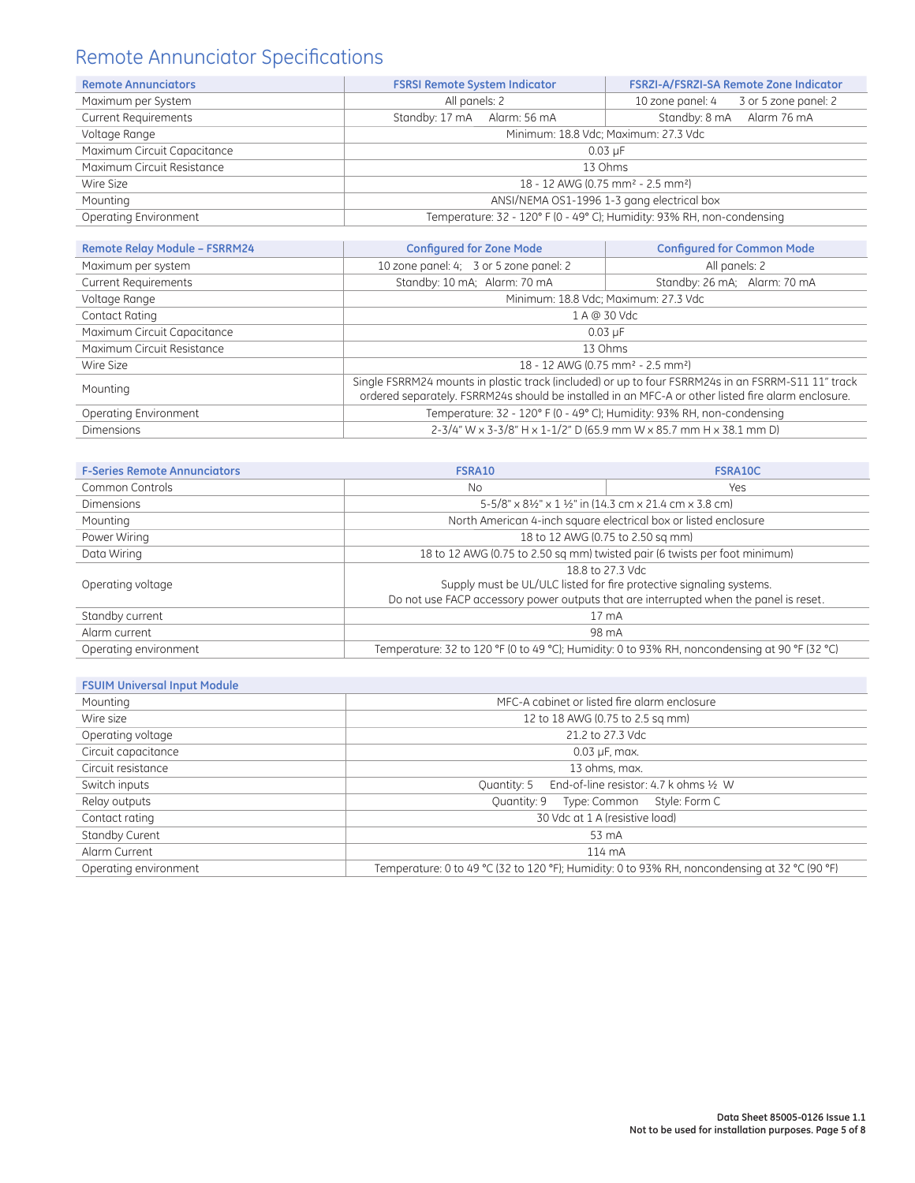# Remote Annunciator Specifications

| Remote Annunciators | FSRSI Remote System Indicator | FSRZI-A/FSRZI-SA Remote Zone Indicator |
|---|---|---|
| Maximum per System | All panels: 2 | 10 zone panel: 4    3 or 5 zone panel: 2 |
| Current Requirements | Standby: 17 mA    Alarm: 56 mA | Standby: 8 mA    Alarm 76 mA |
| Voltage Range | Minimum: 18.8 Vdc; Maximum: 27.3 Vdc | |
| Maximum Circuit Capacitance | 0.03 µF | |
| Maximum Circuit Resistance | 13 Ohms | |
| Wire Size | 18 - 12 AWG (0.75 mm² - 2.5 mm²) | |
| Mounting | ANSI/NEMA OS1-1996 1-3 gang electrical box | |
| Operating Environment | Temperature: 32 - 120° F (0 - 49° C); Humidity: 93% RH, non-condensing | |

| Remote Relay Module – FSRRM24 | Configured for Zone Mode | Configured for Common Mode |
|---|---|---|
| Maximum per system | 10 zone panel: 4;   3 or 5 zone panel: 2 | All panels: 2 |
| Current Requirements | Standby: 10 mA;   Alarm: 70 mA | Standby: 26 mA;   Alarm: 70 mA |
| Voltage Range | Minimum: 18.8 Vdc; Maximum: 27.3 Vdc | |
| Contact Rating | 1 A @ 30 Vdc | |
| Maximum Circuit Capacitance | 0.03 µF | |
| Maximum Circuit Resistance | 13 Ohms | |
| Wire Size | 18 - 12 AWG (0.75 mm² - 2.5 mm²) | |
| Mounting | Single FSRRM24 mounts in plastic track (included) or up to four FSRRM24s in an FSRRM-S11 11" track ordered separately. FSRRM24s should be installed in an MFC-A or other listed fire alarm enclosure. | |
| Operating Environment | Temperature: 32 - 120° F (0 - 49° C); Humidity: 93% RH, non-condensing | |
| Dimensions | 2-3/4" W x 3-3/8" H x 1-1/2" D (65.9 mm W x 85.7 mm H x 38.1 mm D) | |

| F-Series Remote Annunciators | FSRA10 | FSRA10C |
|---|---|---|
| Common Controls | No | Yes |
| Dimensions | 5-5/8" x 8½" x 1 ½" in (14.3 cm x 21.4 cm x 3.8 cm) | |
| Mounting | North American 4-inch square electrical box or listed enclosure | |
| Power Wiring | 18 to 12 AWG (0.75 to 2.50 sq mm) | |
| Data Wiring | 18 to 12 AWG (0.75 to 2.50 sq mm) twisted pair (6 twists per foot minimum) | |
| Operating voltage | 18.8 to 27.3 Vdc<br>Supply must be UL/ULC listed for fire protective signaling systems.<br>Do not use FACP accessory power outputs that are interrupted when the panel is reset. | |
| Standby current | 17 mA | |
| Alarm current | 98 mA | |
| Operating environment | Temperature: 32 to 120 °F (0 to 49 °C); Humidity: 0 to 93% RH, noncondensing at 90 °F (32 °C) | |

| FSUIM Universal Input Module | |
|---|---|
| Mounting | MFC-A cabinet or listed fire alarm enclosure |
| Wire size | 12 to 18 AWG (0.75 to 2.5 sq mm) |
| Operating voltage | 21.2 to 27.3 Vdc |
| Circuit capacitance | 0.03 µF, max. |
| Circuit resistance | 13 ohms, max. |
| Switch inputs | Quantity: 5    End-of-line resistor: 4.7 k ohms ½ W |
| Relay outputs | Quantity: 9    Type: Common    Style: Form C |
| Contact rating | 30 Vdc at 1 A (resistive load) |
| Standby Curent | 53 mA |
| Alarm Current | 114 mA |
| Operating environment | Temperature: 0 to 49 °C (32 to 120 °F); Humidity: 0 to 93% RH, noncondensing at 32 °C (90 °F) |

**Data Sheet 85005-0126 Issue 1.1**
**Not to be used for installation purposes.**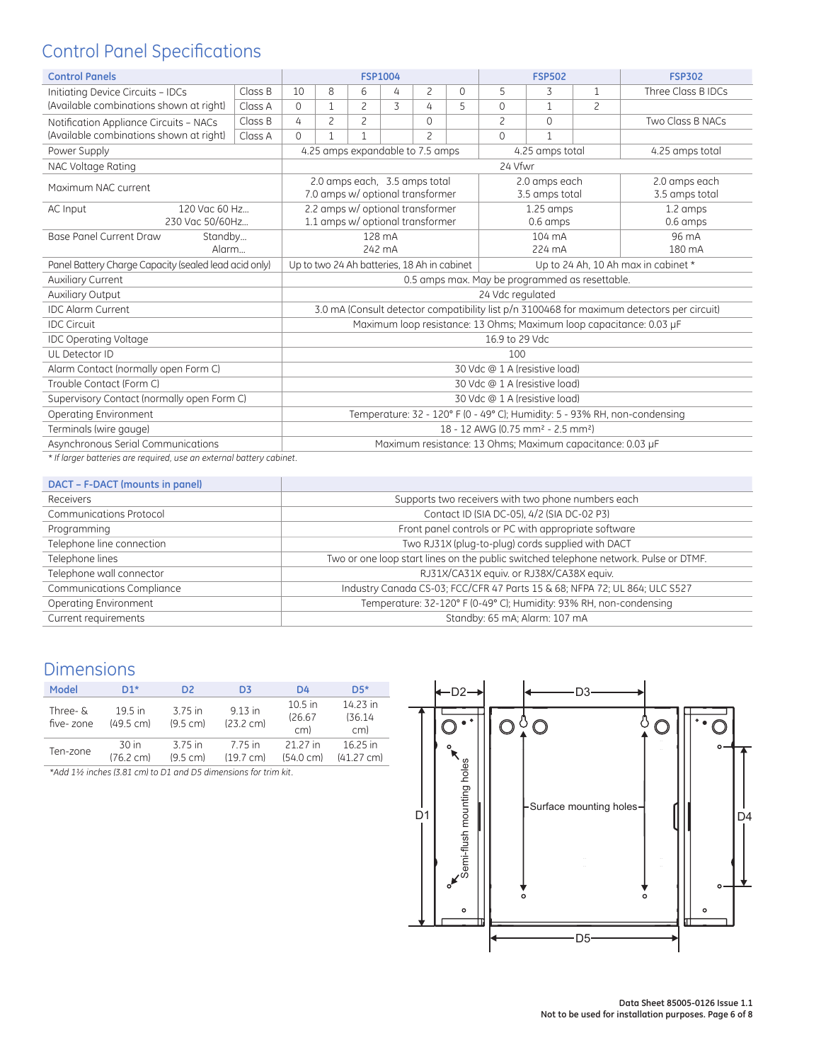## Control Panel Specifications

| Control Panels | | | FSP1004 | | | | | | FSP502 | | | FSP302 |
|---|---|---|---|---|---|---|---|---|---|---|---|---|
| Initiating Device Circuits – IDCs (Available combinations shown at right) | | Class B | 10 | 8 | 6 | 4 | 2 | 0 | 5 | 3 | 1 | Three Class B IDCs |
| | | Class A | 0 | 1 | 2 | 3 | 4 | 5 | 0 | 1 | 2 | |
| Notification Appliance Circuits – NACs (Available combinations shown at right) | | Class B | 4 | 2 | 2 | | 0 | | 2 | 0 | | Two Class B NACs |
| | | Class A | 0 | 1 | 1 | | 2 | | 0 | 1 | | |
| Power Supply | | | 4.25 amps expandable to 7.5 amps | | | | | | 4.25 amps total | | | 4.25 amps total |
| NAC Voltage Rating | | | 24 Vfwr | | | | | | | | | |
| Maximum NAC current | | | 2.0 amps each, 3.5 amps total<br>7.0 amps w/ optional transformer | | | | | | 2.0 amps each<br>3.5 amps total | | | 2.0 amps each<br>3.5 amps total |
| AC Input | 120 Vac 60 Hz...<br>230 Vac 50/60Hz... | | 2.2 amps w/ optional transformer<br>1.1 amps w/ optional transformer | | | | | | 1.25 amps<br>0.6 amps | | | 1.2 amps<br>0.6 amps |
| Base Panel Current Draw | Standby...<br>Alarm... | | 128 mA<br>242 mA | | | | | | 104 mA<br>224 mA | | | 96 mA<br>180 mA |
| Panel Battery Charge Capacity (sealed lead acid only) | | | Up to two 24 Ah batteries, 18 Ah in cabinet | | | | | | Up to 24 Ah, 10 Ah max in cabinet * | | | |
| Auxiliary Current | | | 0.5 amps max. May be programmed as resettable. | | | | | | | | | |
| Auxiliary Output | | | 24 Vdc regulated | | | | | | | | | |
| IDC Alarm Current | | | 3.0 mA (Consult detector compatibility list p/n 3100468 for maximum detectors per circuit) | | | | | | | | | |
| IDC Circuit | | | Maximum loop resistance: 13 Ohms; Maximum loop capacitance: 0.03 µF | | | | | | | | | |
| IDC Operating Voltage | | | 16.9 to 29 Vdc | | | | | | | | | |
| UL Detector ID | | | 100 | | | | | | | | | |
| Alarm Contact (normally open Form C) | | | 30 Vdc @ 1 A (resistive load) | | | | | | | | | |
| Trouble Contact (Form C) | | | 30 Vdc @ 1 A (resistive load) | | | | | | | | | |
| Supervisory Contact (normally open Form C) | | | 30 Vdc @ 1 A (resistive load) | | | | | | | | | |
| Operating Environment | | | Temperature: 32 - 120° F (0 - 49° C); Humidity: 5 - 93% RH, non-condensing | | | | | | | | | |
| Terminals (wire gauge) | | | 18 - 12 AWG (0.75 mm² - 2.5 mm²) | | | | | | | | | |
| Asynchronous Serial Communications | | | Maximum resistance: 13 Ohms; Maximum capacitance: 0.03 µF | | | | | | | | | |

*If larger batteries are required, use an external battery cabinet.*

| DACT – F-DACT (mounts in panel) | |
|---|---|
| Receivers | Supports two receivers with two phone numbers each |
| Communications Protocol | Contact ID (SIA DC-05), 4/2 (SIA DC-02 P3) |
| Programming | Front panel controls or PC with appropriate software |
| Telephone line connection | Two RJ31X (plug-to-plug) cords supplied with DACT |
| Telephone lines | Two or one loop start lines on the public switched telephone network. Pulse or DTMF. |
| Telephone wall connector | RJ31X/CA31X equiv. or RJ38X/CA38X equiv. |
| Communications Compliance | Industry Canada CS-03; FCC/CFR 47 Parts 15 & 68; NFPA 72; UL 864; ULC S527 |
| Operating Environment | Temperature: 32-120° F (0-49° C); Humidity: 93% RH, non-condensing |
| Current requirements | Standby: 65 mA; Alarm: 107 mA |

## Dimensions

| Model | D1* | D2 | D3 | D4 | D5* |
|---|---|---|---|---|---|
| Three- & five- zone | 19.5 in (49.5 cm) | 3.75 in (9.5 cm) | 9.13 in (23.2 cm) | 10.5 in (26.67 cm) | 14.23 in (36.14 cm) |
| Ten-zone | 30 in (76.2 cm) | 3.75 in (9.5 cm) | 7.75 in (19.7 cm) | 21.27 in (54.0 cm) | 16.25 in (41.27 cm) |

*Add 1½ inches (3.81 cm) to D1 and D5 dimensions for trim kit.*

D2 D3 D1 D4 D5 Semi-flush mounting holes Surface mounting holes

Data Sheet 85005-0126 Issue 1.1
Not to be used for installation purposes.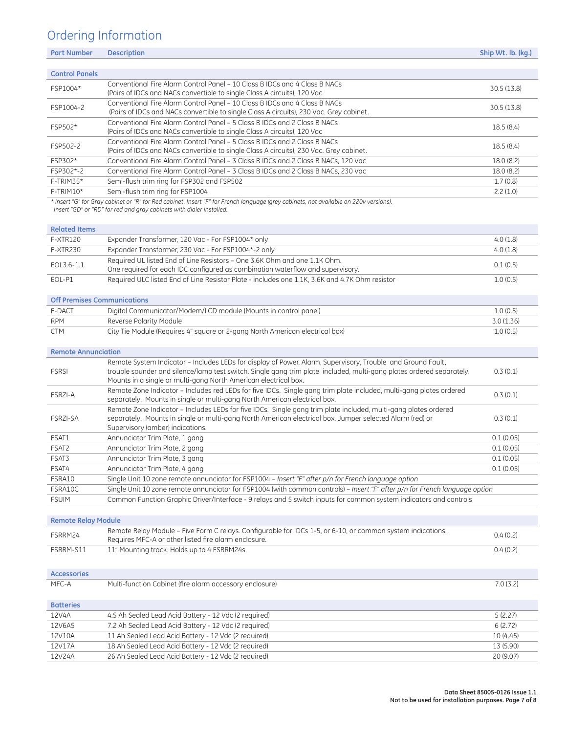# Ordering Information

| Part Number | Description | Ship Wt. lb. (kg.) |
|---|---|---|
| **Control Panels** | | |
| FSP1004* | Conventional Fire Alarm Control Panel – 10 Class B IDCs and 4 Class B NACs (Pairs of IDCs and NACs convertible to single Class A circuits), 120 Vac | 30.5 (13.8) |
| FSP1004-2 | Conventional Fire Alarm Control Panel – 10 Class B IDCs and 4 Class B NACs (Pairs of IDCs and NACs convertible to single Class A circuits), 230 Vac. Grey cabinet. | 30.5 (13.8) |
| FSP502* | Conventional Fire Alarm Control Panel – 5 Class B IDCs and 2 Class B NACs (Pairs of IDCs and NACs convertible to single Class A circuits), 120 Vac | 18.5 (8.4) |
| FSP502-2 | Conventional Fire Alarm Control Panel – 5 Class B IDCs and 2 Class B NACs (Pairs of IDCs and NACs convertible to single Class A circuits), 230 Vac. Grey cabinet. | 18.5 (8.4) |
| FSP302* | Conventional Fire Alarm Control Panel – 3 Class B IDCs and 2 Class B NACs, 120 Vac | 18.0 (8.2) |
| FSP302*-2 | Conventional Fire Alarm Control Panel – 3 Class B IDCs and 2 Class B NACs, 230 Vac | 18.0 (8.2) |
| F-TRIM35* | Semi-flush trim ring for FSP302 and FSP502 | 1.7 (0.8) |
| F-TRIM10* | Semi-flush trim ring for FSP1004 | 2.2 (1.0) |

*\* Insert "G" for Gray cabinet or "R" for Red cabinet. Insert "F" for French language (grey cabinets, not available on 220v versions). Insert "GD" or "RD" for red and gray cabinets with dialer installed.*

| Part Number | Description | Ship Wt. lb. (kg.) |
|---|---|---|
| **Related Items** | | |
| F-XTR120 | Expander Transformer, 120 Vac - For FSP1004* only | 4.0 (1.8) |
| F-XTR230 | Expander Transformer, 230 Vac - For FSP1004*-2 only | 4.0 (1.8) |
| EOL3.6-1.1 | Required UL listed End of Line Resistors – One 3.6K Ohm and one 1.1K Ohm. One required for each IDC configured as combination waterflow and supervisory. | 0.1 (0.5) |
| EOL-P1 | Required ULC listed End of Line Resistor Plate - includes one 1.1K, 3.6K and 4.7K Ohm resistor | 1.0 (0.5) |
| **Off Premises Communications** | | |
| F-DACT | Digital Communicator/Modem/LCD module (Mounts in control panel) | 1.0 (0.5) |
| RPM | Reverse Polarity Module | 3.0 (1.36) |
| CTM | City Tie Module (Requires 4" square or 2-gang North American electrical box) | 1.0 (0.5) |
| **Remote Annunciation** | | |
| FSRSI | Remote System Indicator – Includes LEDs for display of Power, Alarm, Supervisory, Trouble and Ground Fault, trouble sounder and silence/lamp test switch. Single gang trim plate included, multi-gang plates ordered separately. Mounts in a single or multi-gang North American electrical box. | 0.3 (0.1) |
| FSRZI-A | Remote Zone Indicator – Includes red LEDs for five IDCs. Single gang trim plate included, multi-gang plates ordered separately. Mounts in single or multi-gang North American electrical box. | 0.3 (0.1) |
| FSRZI-SA | Remote Zone Indicator – Includes LEDs for five IDCs. Single gang trim plate included, multi-gang plates ordered separately. Mounts in single or multi-gang North American electrical box. Jumper selected Alarm (red) or Supervisory (amber) indications. | 0.3 (0.1) |
| FSAT1 | Annunciator Trim Plate, 1 gang | 0.1 (0.05) |
| FSAT2 | Annunciator Trim Plate, 2 gang | 0.1 (0.05) |
| FSAT3 | Annunciator Trim Plate, 3 gang | 0.1 (0.05) |
| FSAT4 | Annunciator Trim Plate, 4 gang | 0.1 (0.05) |
| FSRA10 | Single Unit 10 zone remote annunciator for FSP1004 – *Insert "F" after p/n for French language option* | |
| FSRA10C | Single Unit 10 zone remote annunciator for FSP1004 (with common controls) – *Insert "F" after p/n for French language option* | |
| FSUIM | Common Function Graphic Driver/Interface - 9 relays and 5 switch inputs for common system indicators and controls | |
| **Remote Relay Module** | | |
| FSRRM24 | Remote Relay Module – Five Form C relays. Configurable for IDCs 1-5, or 6-10, or common system indications. Requires MFC-A or other listed fire alarm enclosure. | 0.4 (0.2) |
| FSRRM-S11 | 11" Mounting track. Holds up to 4 FSRRM24s. | 0.4 (0.2) |
| **Accessories** | | |
| MFC-A | Multi-function Cabinet (fire alarm accessory enclosure) | 7.0 (3.2) |
| **Batteries** | | |
| 12V4A | 4.5 Ah Sealed Lead Acid Battery - 12 Vdc (2 required) | 5 (2.27) |
| 12V6A5 | 7.2 Ah Sealed Lead Acid Battery - 12 Vdc (2 required) | 6 (2.72) |
| 12V10A | 11 Ah Sealed Lead Acid Battery - 12 Vdc (2 required) | 10 (4.45) |
| 12V17A | 18 Ah Sealed Lead Acid Battery - 12 Vdc (2 required) | 13 (5.90) |
| 12V24A | 26 Ah Sealed Lead Acid Battery - 12 Vdc (2 required) | 20 (9.07) |

**Data Sheet 85005-0126 Issue 1.1**
**Not to be used for installation purposes.**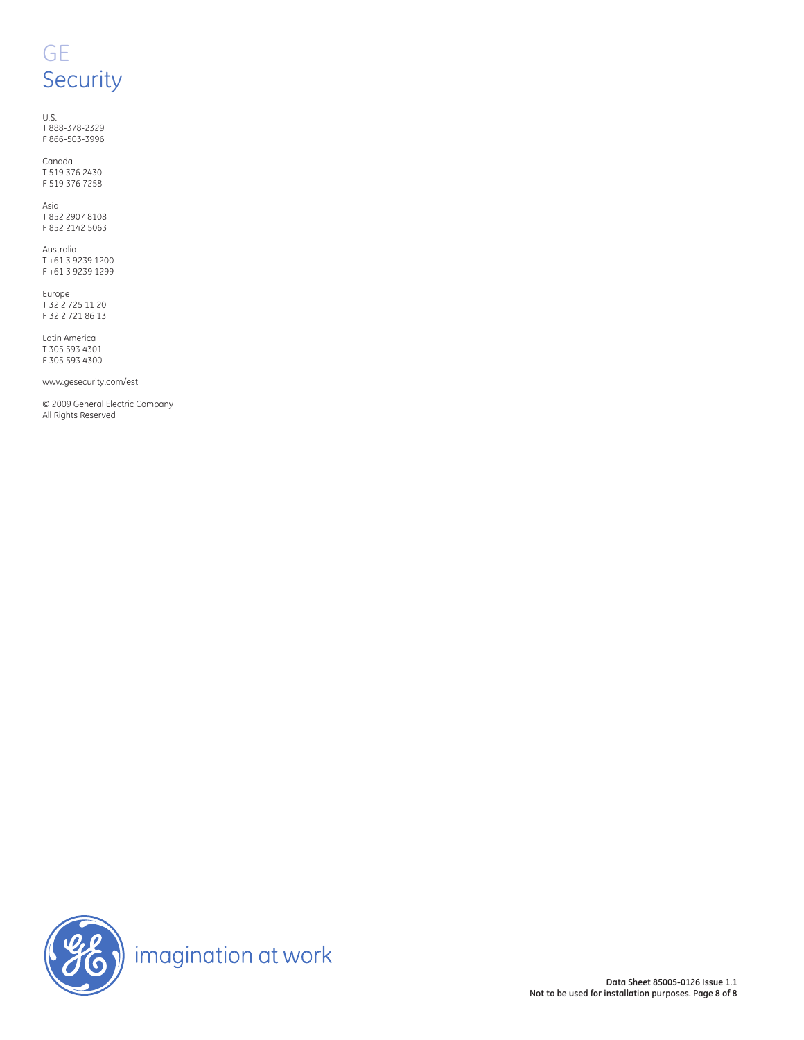# GE Security

U.S.
T 888-378-2329
F 866-503-3996

Canada
T 519 376 2430
F 519 376 7258

Asia
T 852 2907 8108
F 852 2142 5063

Australia
T +61 3 9239 1200
F +61 3 9239 1299

Europe
T 32 2 725 11 20
F 32 2 721 86 13

Latin America
T 305 593 4301
F 305 593 4300

www.gesecurity.com/est

© 2009 General Electric Company
All Rights Reserved

imagination at work

**Data Sheet 85005-0126 Issue 1.1**
**Not to be used for installation purposes.**